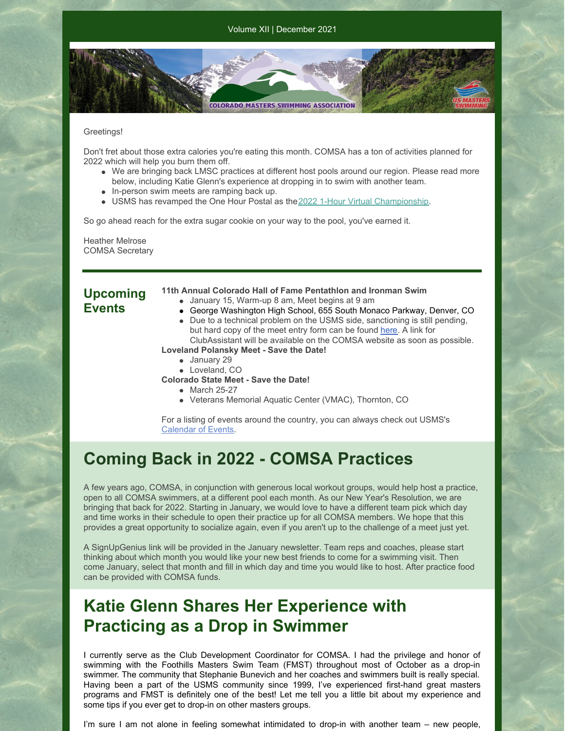Volume XII | December 2021

Greetings!

Don't fret about those extra calories you're eating this month. COMSA has a ton of activities planned for 2022 which will help you burn them off.

- We are bringing back LMSC practices at different host pools around our region. Please read more below, including Katie Glenn's experience at dropping in to swim with another team.
- In-person swim meets are ramping back up.
- USMS has revamped the One Hour Postal as the 2022 1-Hour Virtual Championship.

So go ahead reach for the extra sugar cookie on your way to the pool, you've earned it.

Heather Melrose
COMSA Secretary

## Upcoming Events

**11th Annual Colorado Hall of Fame Pentathlon and Ironman Swim**

- January 15, Warm-up 8 am, Meet begins at 9 am
- George Washington High School, 655 South Monaco Parkway, Denver, CO
- Due to a technical problem on the USMS side, sanctioning is still pending, but hard copy of the meet entry form can be found here. A link for ClubAssistant will be available on the COMSA website as soon as possible.

**Loveland Polansky Meet - Save the Date!**

- January 29
- Loveland, CO

**Colorado State Meet - Save the Date!**

- March 25-27
- Veterans Memorial Aquatic Center (VMAC), Thornton, CO

For a listing of events around the country, you can always check out USMS's Calendar of Events.

# Coming Back in 2022 - COMSA Practices

A few years ago, COMSA, in conjunction with generous local workout groups, would help host a practice, open to all COMSA swimmers, at a different pool each month. As our New Year's Resolution, we are bringing that back for 2022. Starting in January, we would love to have a different team pick which day and time works in their schedule to open their practice up for all COMSA members. We hope that this provides a great opportunity to socialize again, even if you aren't up to the challenge of a meet just yet.

A SignUpGenius link will be provided in the January newsletter. Team reps and coaches, please start thinking about which month you would like your new best friends to come for a swimming visit. Then come January, select that month and fill in which day and time you would like to host. After practice food can be provided with COMSA funds.

# Katie Glenn Shares Her Experience with Practicing as a Drop in Swimmer

I currently serve as the Club Development Coordinator for COMSA. I had the privilege and honor of swimming with the Foothills Masters Swim Team (FMST) throughout most of October as a drop-in swimmer. The community that Stephanie Bunevich and her coaches and swimmers built is really special. Having been a part of the USMS community since 1999, I've experienced first-hand great masters programs and FMST is definitely one of the best! Let me tell you a little bit about my experience and some tips if you ever get to drop-in on other masters groups.

I'm sure I am not alone in feeling somewhat intimidated to drop-in with another team – new people,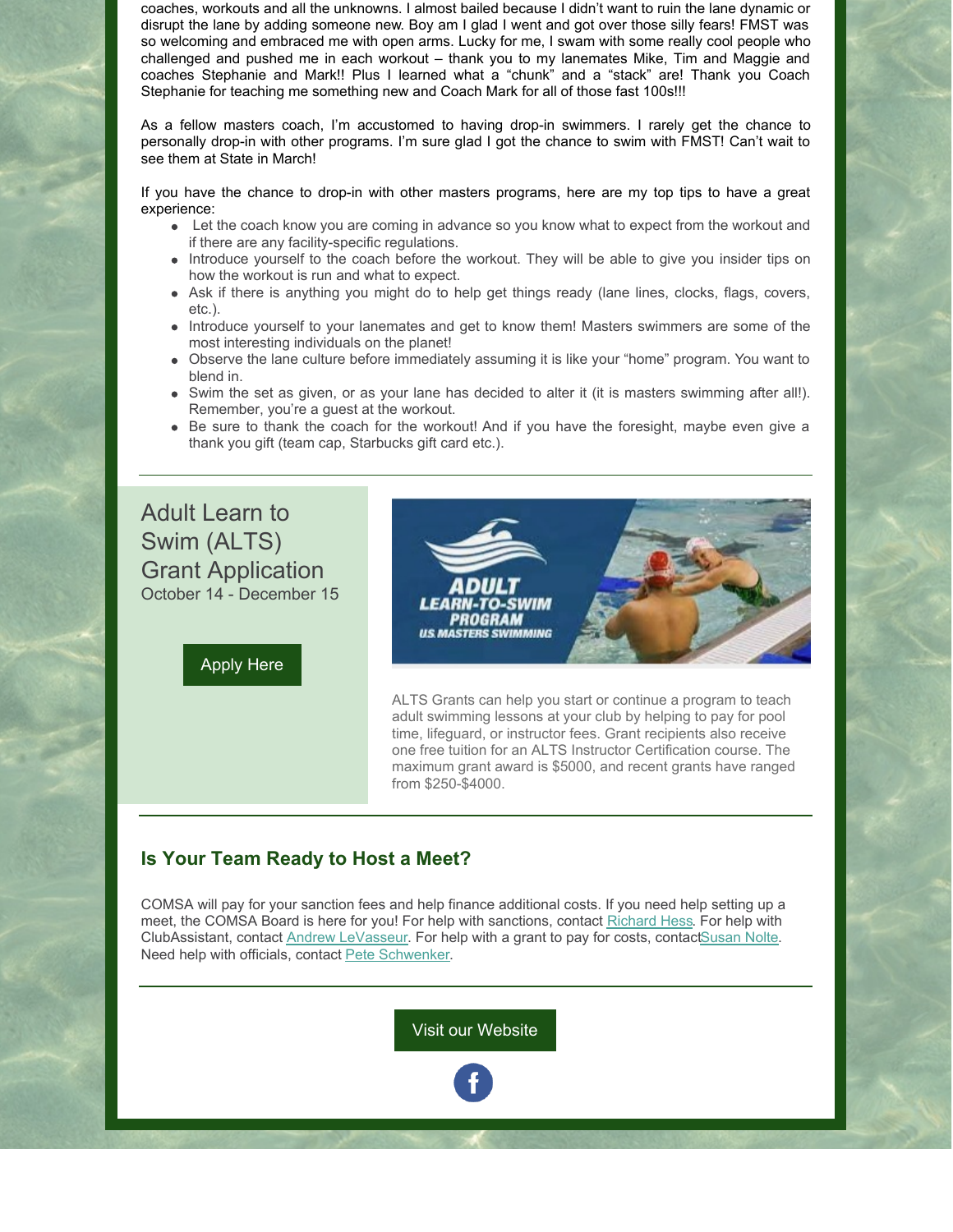coaches, workouts and all the unknowns. I almost bailed because I didn't want to ruin the lane dynamic or disrupt the lane by adding someone new. Boy am I glad I went and got over those silly fears! FMST was so welcoming and embraced me with open arms. Lucky for me, I swam with some really cool people who challenged and pushed me in each workout – thank you to my lanemates Mike, Tim and Maggie and coaches Stephanie and Mark!! Plus I learned what a "chunk" and a "stack" are! Thank you Coach Stephanie for teaching me something new and Coach Mark for all of those fast 100s!!!

As a fellow masters coach, I'm accustomed to having drop-in swimmers. I rarely get the chance to personally drop-in with other programs. I'm sure glad I got the chance to swim with FMST! Can't wait to see them at State in March!

If you have the chance to drop-in with other masters programs, here are my top tips to have a great experience:

- Let the coach know you are coming in advance so you know what to expect from the workout and if there are any facility-specific regulations.
- Introduce yourself to the coach before the workout. They will be able to give you insider tips on how the workout is run and what to expect.
- Ask if there is anything you might do to help get things ready (lane lines, clocks, flags, covers, etc.).
- Introduce yourself to your lanemates and get to know them! Masters swimmers are some of the most interesting individuals on the planet!
- Observe the lane culture before immediately assuming it is like your "home" program. You want to blend in.
- Swim the set as given, or as your lane has decided to alter it (it is masters swimming after all!). Remember, you're a guest at the workout.
- Be sure to thank the coach for the workout! And if you have the foresight, maybe even give a thank you gift (team cap, Starbucks gift card etc.).

## Adult Learn to Swim (ALTS) Grant Application

October 14 - December 15

Apply Here

ADULT LEARN-TO-SWIM PROGRAM
US MASTERS SWIMMING

ALTS Grants can help you start or continue a program to teach adult swimming lessons at your club by helping to pay for pool time, lifeguard, or instructor fees. Grant recipients also receive one free tuition for an ALTS Instructor Certification course. The maximum grant award is $5000, and recent grants have ranged from $250-$4000.

## Is Your Team Ready to Host a Meet?

COMSA will pay for your sanction fees and help finance additional costs. If you need help setting up a meet, the COMSA Board is here for you! For help with sanctions, contact Richard Hess. For help with ClubAssistant, contact Andrew LeVasseur. For help with a grant to pay for costs, contactSusan Nolte. Need help with officials, contact Pete Schwenker.

Visit our Website